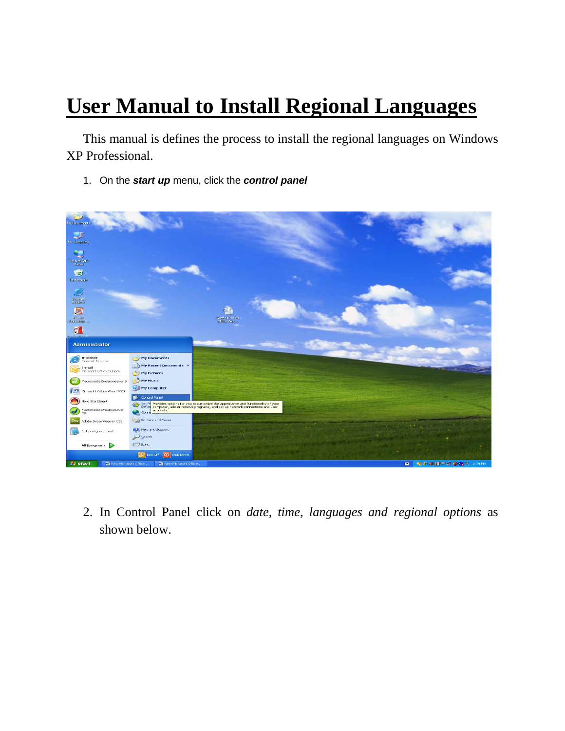# User Manual to Install Regional Languages

This manual is defines the process to install the regional languages on Windows XP Professional.

1. On the ***start up*** menu, click the ***control panel***

2. In Control Panel click on *date, time, languages and regional options* as shown below.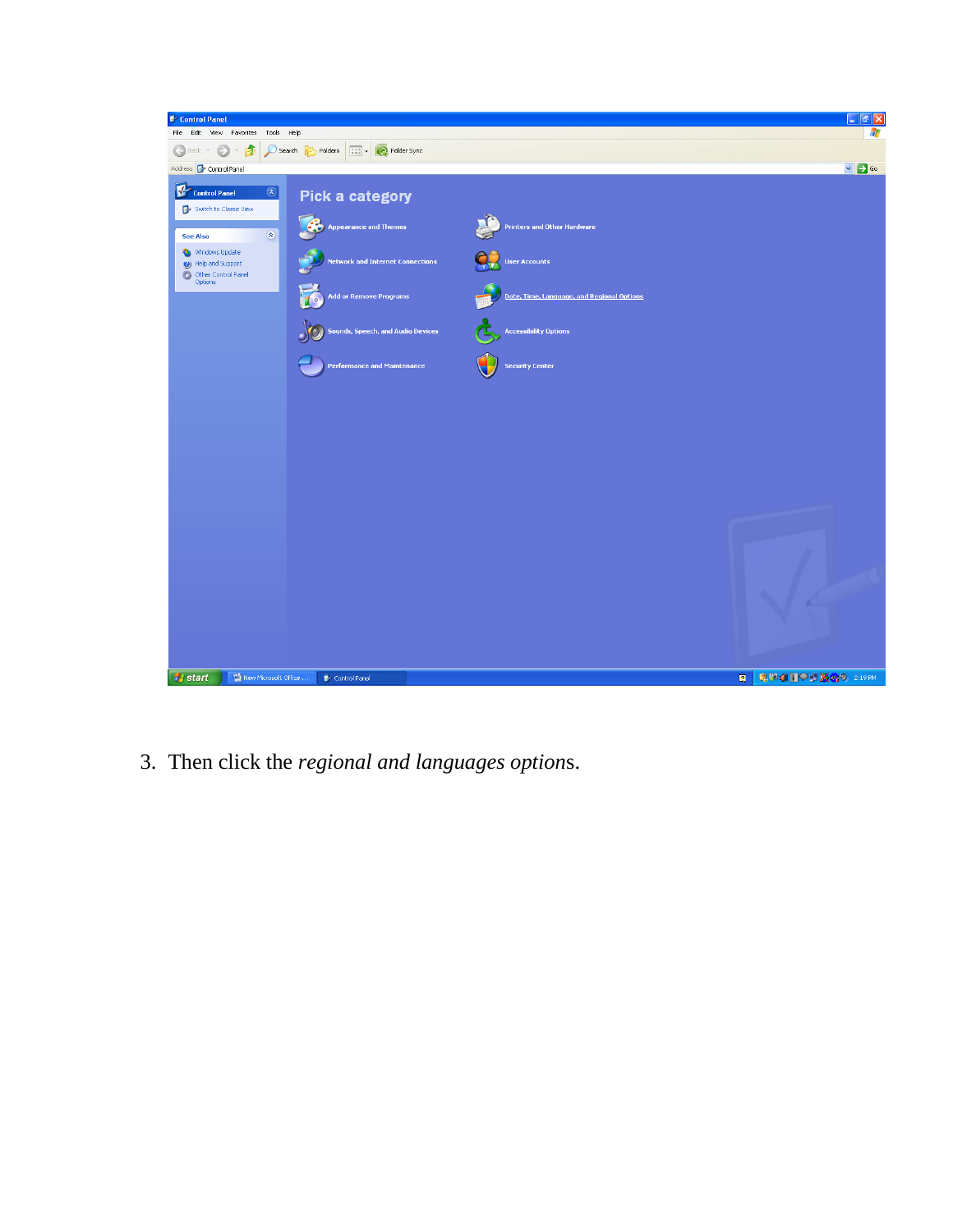3. Then click the *regional and languages option*s.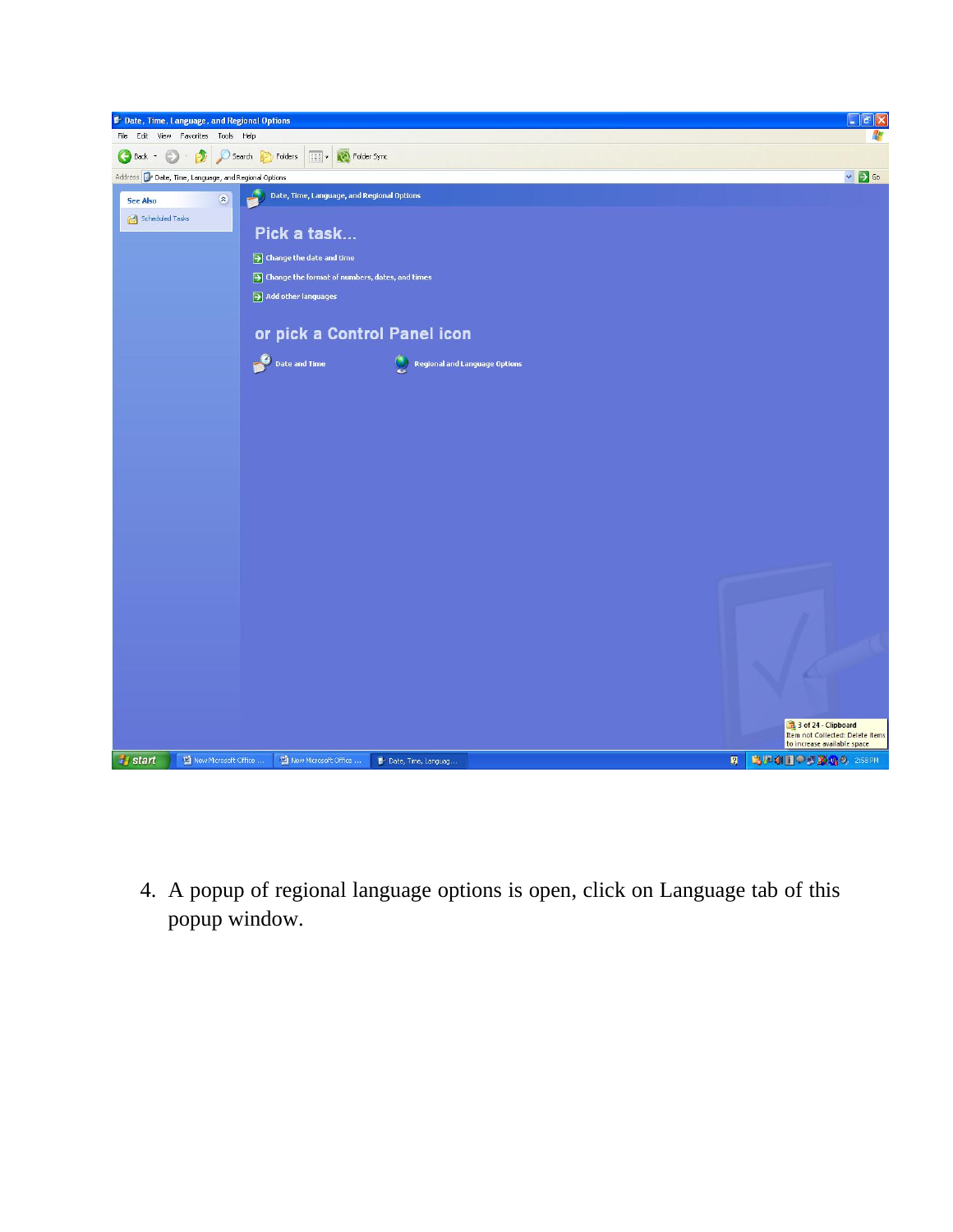4. A popup of regional language options is open, click on Language tab of this popup window.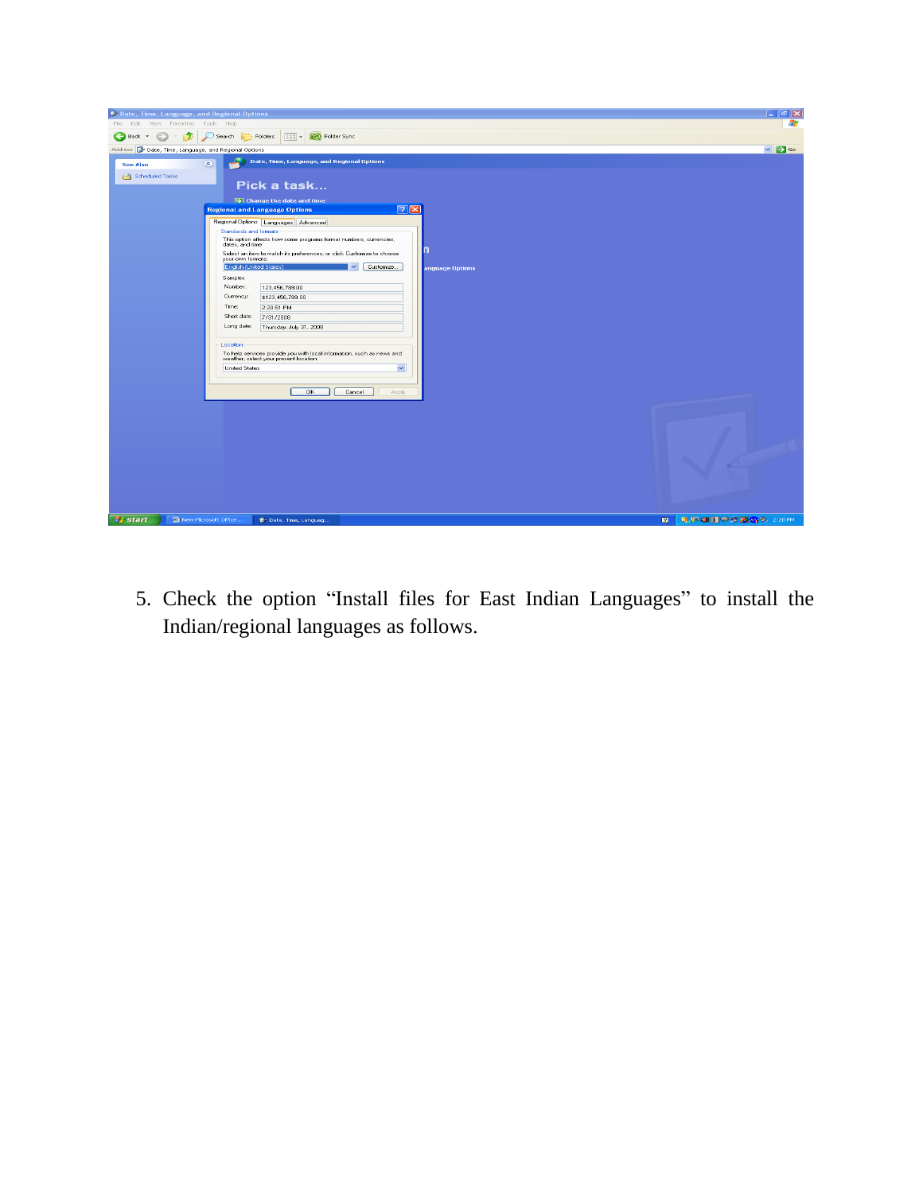5. Check the option "Install files for East Indian Languages" to install the Indian/regional languages as follows.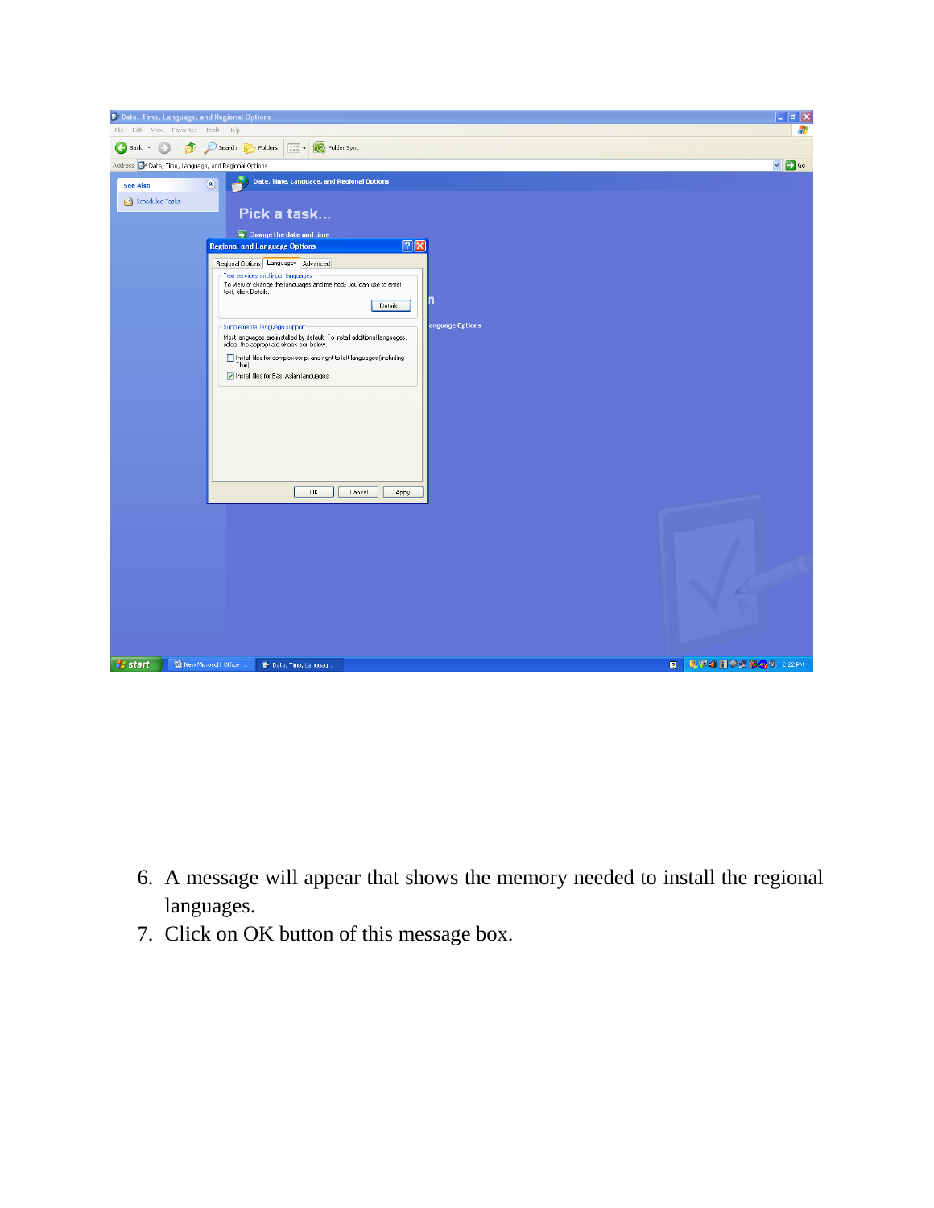6. A message will appear that shows the memory needed to install the regional languages.
7. Click on OK button of this message box.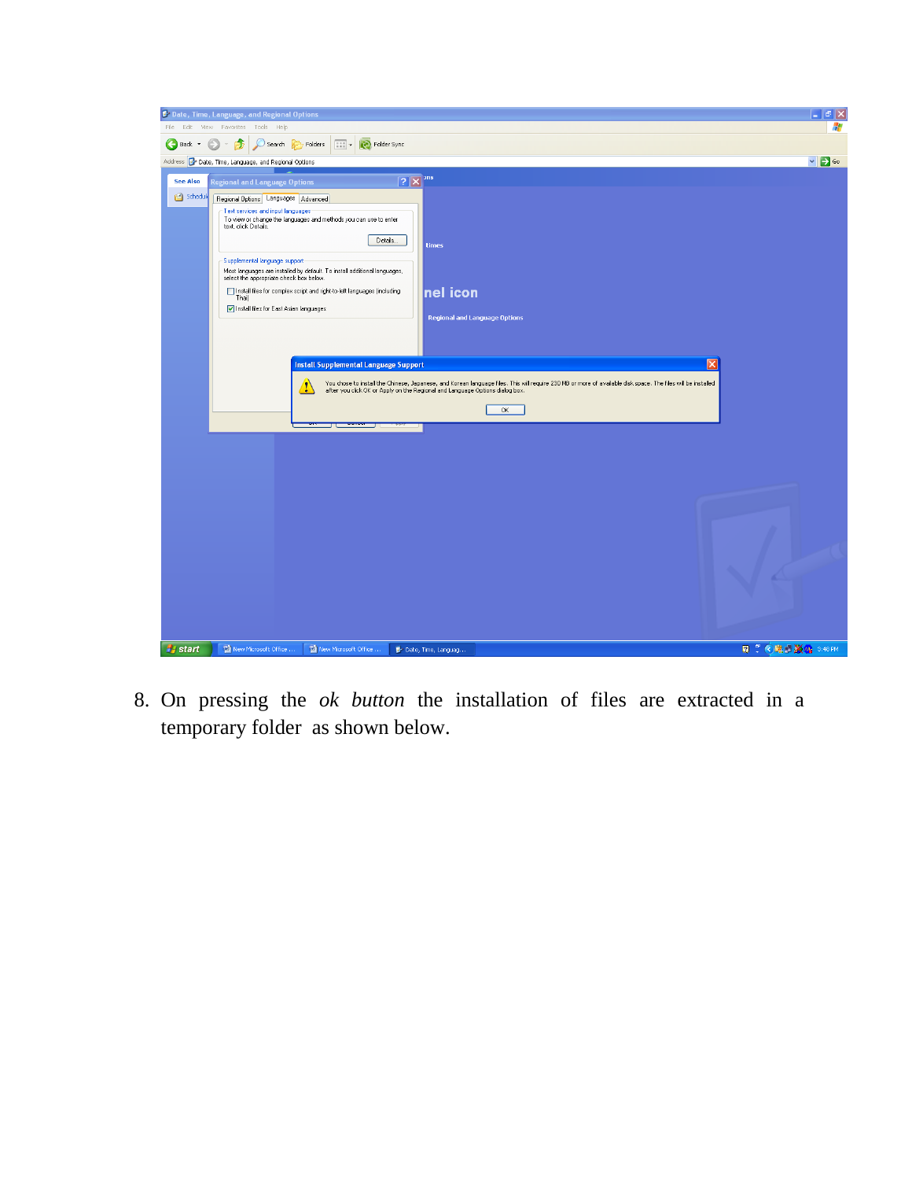8. On pressing the *ok button* the installation of files are extracted in a temporary folder as shown below.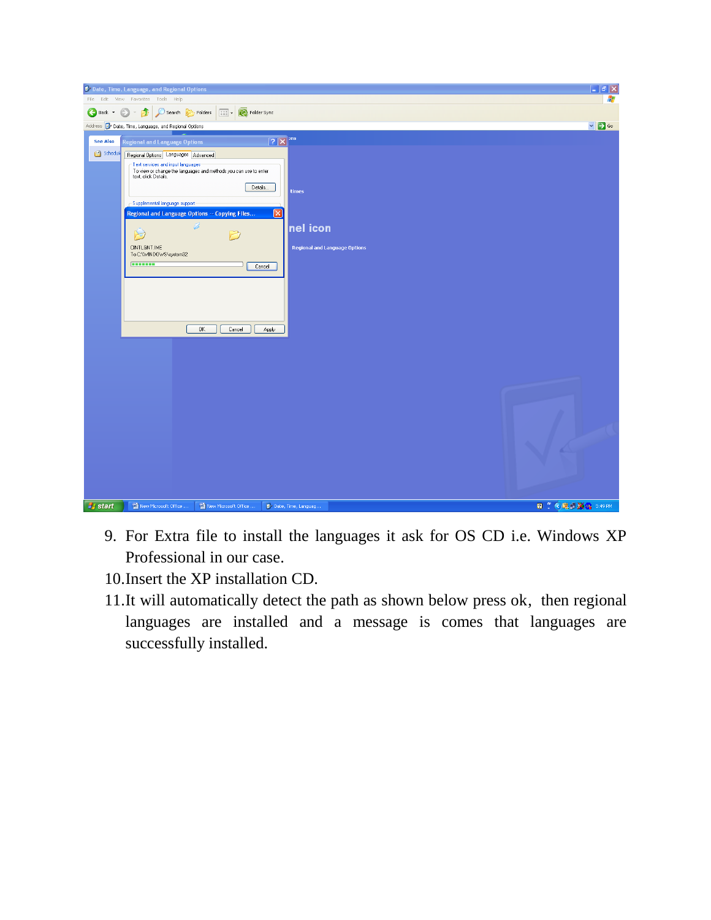9. For Extra file to install the languages it ask for OS CD i.e. Windows XP Professional in our case.
10. Insert the XP installation CD.
11. It will automatically detect the path as shown below press ok, then regional languages are installed and a message is comes that languages are successfully installed.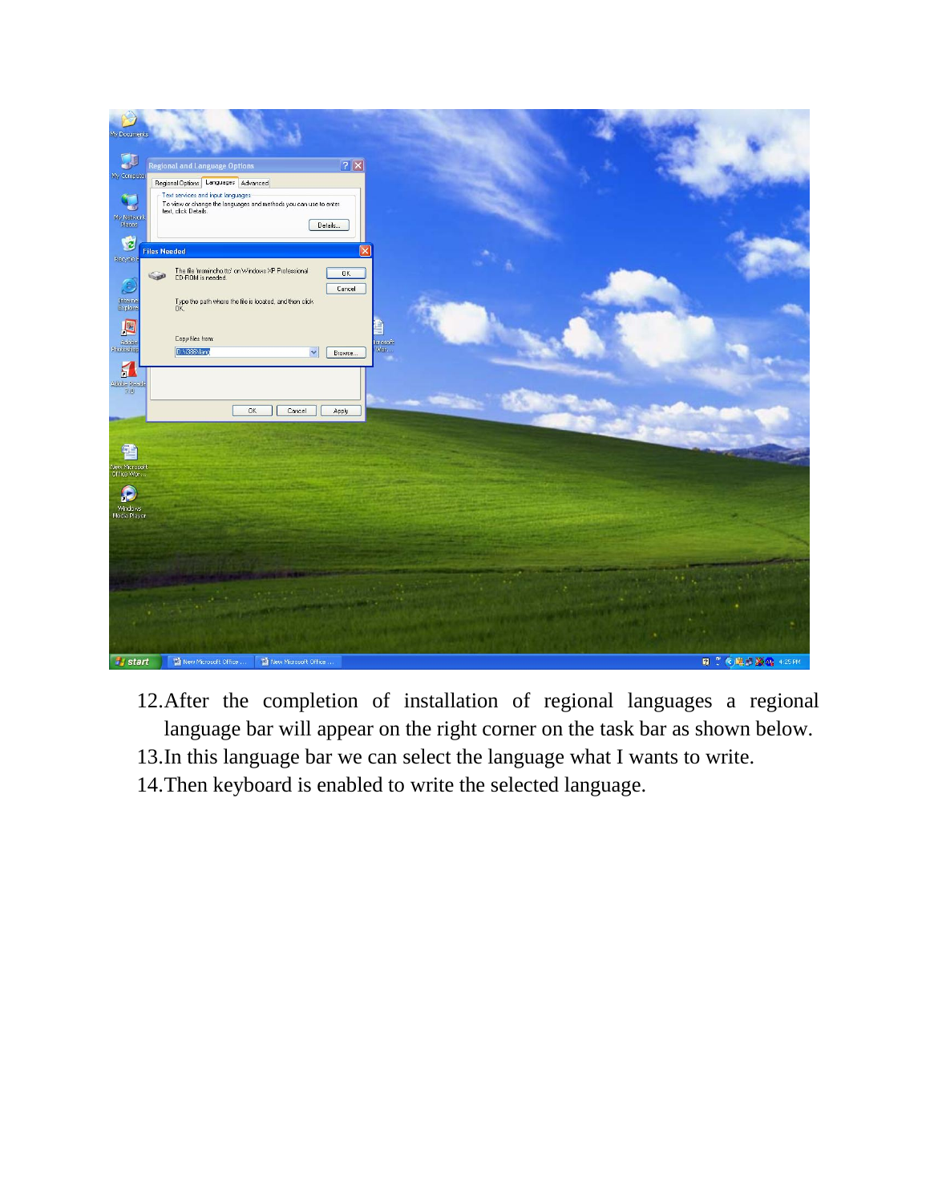12. After the completion of installation of regional languages a regional language bar will appear on the right corner on the task bar as shown below.
13. In this language bar we can select the language what I wants to write.
14. Then keyboard is enabled to write the selected language.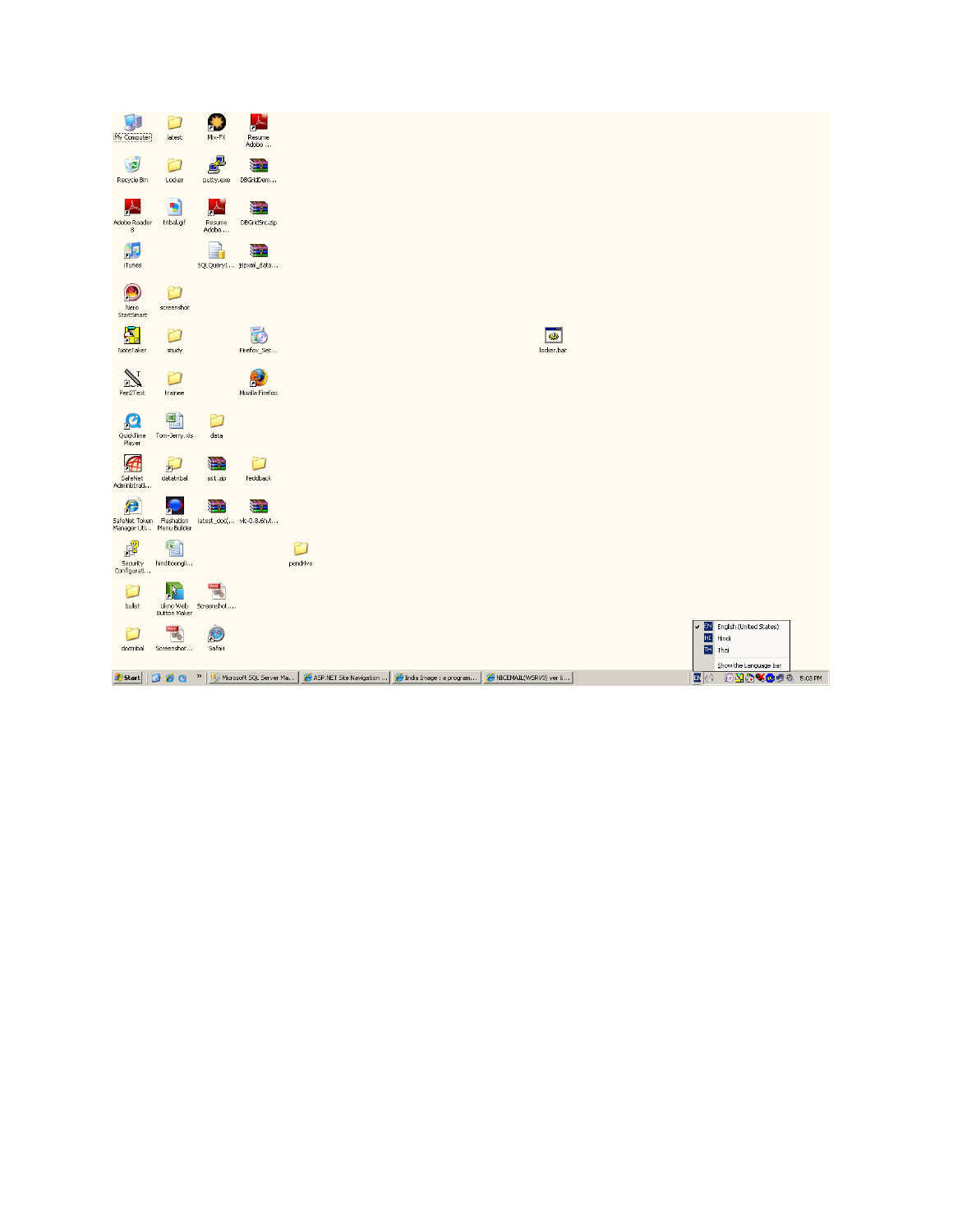My Computer
latest
Mix-FX
Resume Adobe ...
Recycle Bin
Locker
putty.exe
DBGridDem...
Adobe Reader 8
tribal.gif
Resume Adobe ...
DBGridSrc.zip
iTunes
SQLQuery(1...
jspxml_data...
Nero StartSmart
screenshot
NoteTaker
study
Firefox_Set...
locker.bat
Pen2Text
trainee
Mozilla Firefox
QuickTime Player
Tom-Jerry.xls
data
SafeNet Administrati...
datatribal
ss1.zip
feddback
SafeNet Token Manager Uti...
Flashation Menu Builder
latest_doc(...
vlc-0.8.6h.t...
Security Configurati...
hinditoengli...
pendrive
bulat
Likno Web Button Maker
Screenshot ...
doctribal
Screenshot...
Safari

EN English (United States)
HI Hindi
TH Thai
Show the Language bar

Start
Microsoft SQL Server Ma...
ASP.NET Site Navigation ...
India Image : a program...
NICEMAIL(WSRV3) ver 6 ...
EN
5:03 PM